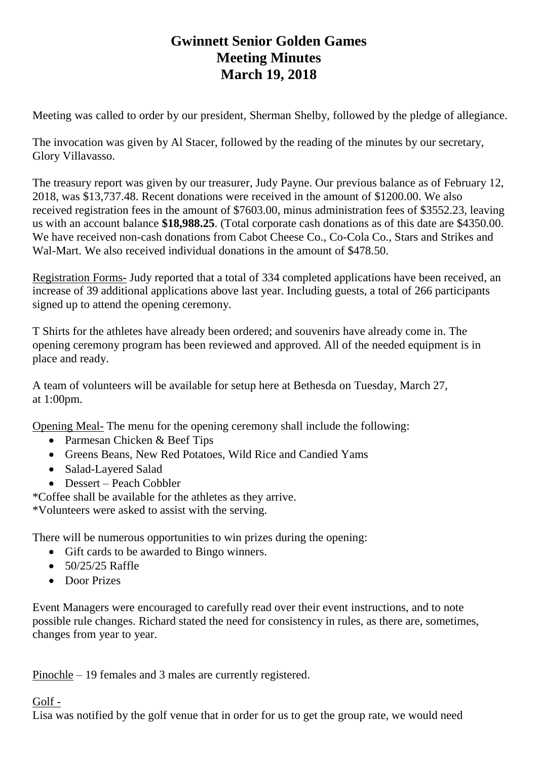# Gwinnett Senior Golden Games
# Meeting Minutes
# March 19, 2018

Meeting was called to order by our president, Sherman Shelby, followed by the pledge of allegiance.

The invocation was given by Al Stacer, followed by the reading of the minutes by our secretary, Glory Villavasso.

The treasury report was given by our treasurer, Judy Payne. Our previous balance as of February 12, 2018, was $13,737.48. Recent donations were received in the amount of $1200.00. We also received registration fees in the amount of $7603.00, minus administration fees of $3552.23, leaving us with an account balance **$18,988.25**. (Total corporate cash donations as of this date are $4350.00. We have received non-cash donations from Cabot Cheese Co., Co-Cola Co., Stars and Strikes and Wal-Mart. We also received individual donations in the amount of $478.50.

<u>Registration Forms-</u> Judy reported that a total of 334 completed applications have been received, an increase of 39 additional applications above last year. Including guests, a total of 266 participants signed up to attend the opening ceremony.

T Shirts for the athletes have already been ordered; and souvenirs have already come in. The opening ceremony program has been reviewed and approved. All of the needed equipment is in place and ready.

A team of volunteers will be available for setup here at Bethesda on Tuesday, March 27, at 1:00pm.

<u>Opening Meal-</u> The menu for the opening ceremony shall include the following:

- Parmesan Chicken & Beef Tips
- Greens Beans, New Red Potatoes, Wild Rice and Candied Yams
- Salad-Layered Salad
- Dessert – Peach Cobbler

*Coffee shall be available for the athletes as they arrive.
*Volunteers were asked to assist with the serving.

There will be numerous opportunities to win prizes during the opening:

- Gift cards to be awarded to Bingo winners.
- 50/25/25 Raffle
- Door Prizes

Event Managers were encouraged to carefully read over their event instructions, and to note possible rule changes. Richard stated the need for consistency in rules, as there are, sometimes, changes from year to year.

<u>Pinochle</u> – 19 females and 3 males are currently registered.

<u>Golf -</u>
Lisa was notified by the golf venue that in order for us to get the group rate, we would need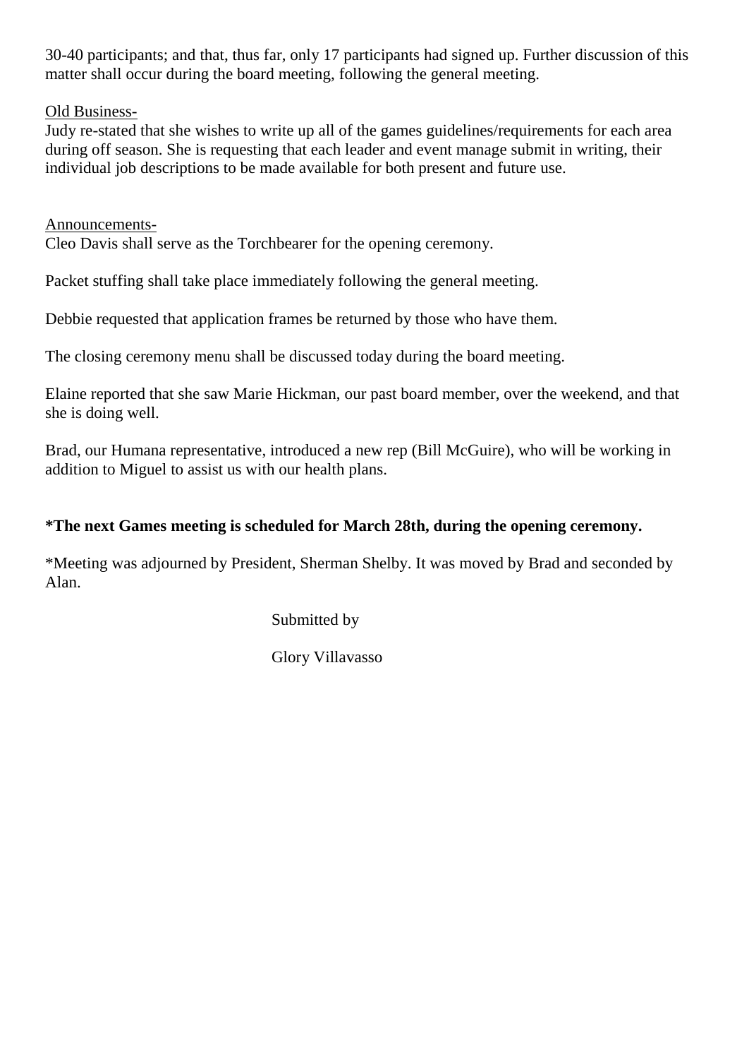30-40 participants; and that, thus far, only 17 participants had signed up. Further discussion of this matter shall occur during the board meeting, following the general meeting.

Old Business-

Judy re-stated that she wishes to write up all of the games guidelines/requirements for each area during off season. She is requesting that each leader and event manage submit in writing, their individual job descriptions to be made available for both present and future use.

Announcements-

Cleo Davis shall serve as the Torchbearer for the opening ceremony.

Packet stuffing shall take place immediately following the general meeting.

Debbie requested that application frames be returned by those who have them.

The closing ceremony menu shall be discussed today during the board meeting.

Elaine reported that she saw Marie Hickman, our past board member, over the weekend, and that she is doing well.

Brad, our Humana representative, introduced a new rep (Bill McGuire), who will be working in addition to Miguel to assist us with our health plans.

**\*The next Games meeting is scheduled for March 28th, during the opening ceremony.**

\*Meeting was adjourned by President, Sherman Shelby. It was moved by Brad and seconded by Alan.

Submitted by

Glory Villavasso